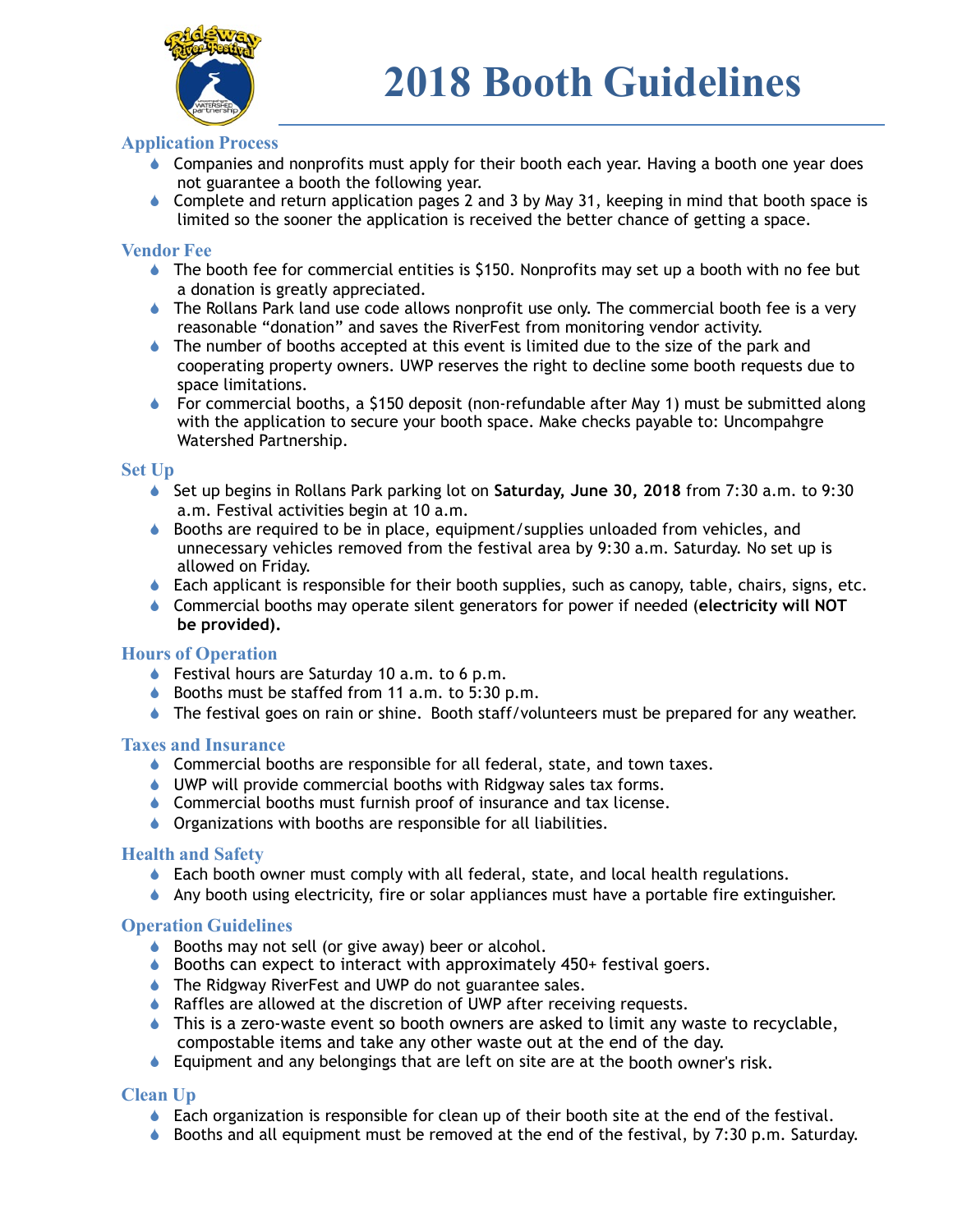# 2018 Booth Guidelines

## Application Process

- Companies and nonprofits must apply for their booth each year. Having a booth one year does not guarantee a booth the following year.
- Complete and return application pages 2 and 3 by May 31, keeping in mind that booth space is limited so the sooner the application is received the better chance of getting a space.

## Vendor Fee

- The booth fee for commercial entities is $150. Nonprofits may set up a booth with no fee but a donation is greatly appreciated.
- The Rollans Park land use code allows nonprofit use only. The commercial booth fee is a very reasonable "donation" and saves the RiverFest from monitoring vendor activity.
- The number of booths accepted at this event is limited due to the size of the park and cooperating property owners. UWP reserves the right to decline some booth requests due to space limitations.
- For commercial booths, a $150 deposit (non-refundable after May 1) must be submitted along with the application to secure your booth space. Make checks payable to: Uncompahgre Watershed Partnership.

## Set Up

- Set up begins in Rollans Park parking lot on **Saturday, June 30, 2018** from 7:30 a.m. to 9:30 a.m. Festival activities begin at 10 a.m.
- Booths are required to be in place, equipment/supplies unloaded from vehicles, and unnecessary vehicles removed from the festival area by 9:30 a.m. Saturday. No set up is allowed on Friday.
- Each applicant is responsible for their booth supplies, such as canopy, table, chairs, signs, etc.
- Commercial booths may operate silent generators for power if needed (**electricity will NOT be provided).**

## Hours of Operation

- Festival hours are Saturday 10 a.m. to 6 p.m.
- Booths must be staffed from 11 a.m. to 5:30 p.m.
- The festival goes on rain or shine. Booth staff/volunteers must be prepared for any weather.

## Taxes and Insurance

- Commercial booths are responsible for all federal, state, and town taxes.
- UWP will provide commercial booths with Ridgway sales tax forms.
- Commercial booths must furnish proof of insurance and tax license.
- Organizations with booths are responsible for all liabilities.

## Health and Safety

- Each booth owner must comply with all federal, state, and local health regulations.
- Any booth using electricity, fire or solar appliances must have a portable fire extinguisher.

## Operation Guidelines

- Booths may not sell (or give away) beer or alcohol.
- Booths can expect to interact with approximately 450+ festival goers.
- The Ridgway RiverFest and UWP do not guarantee sales.
- Raffles are allowed at the discretion of UWP after receiving requests.
- This is a zero-waste event so booth owners are asked to limit any waste to recyclable, compostable items and take any other waste out at the end of the day.
- Equipment and any belongings that are left on site are at the booth owner's risk.

## Clean Up

- Each organization is responsible for clean up of their booth site at the end of the festival.
- Booths and all equipment must be removed at the end of the festival, by 7:30 p.m. Saturday.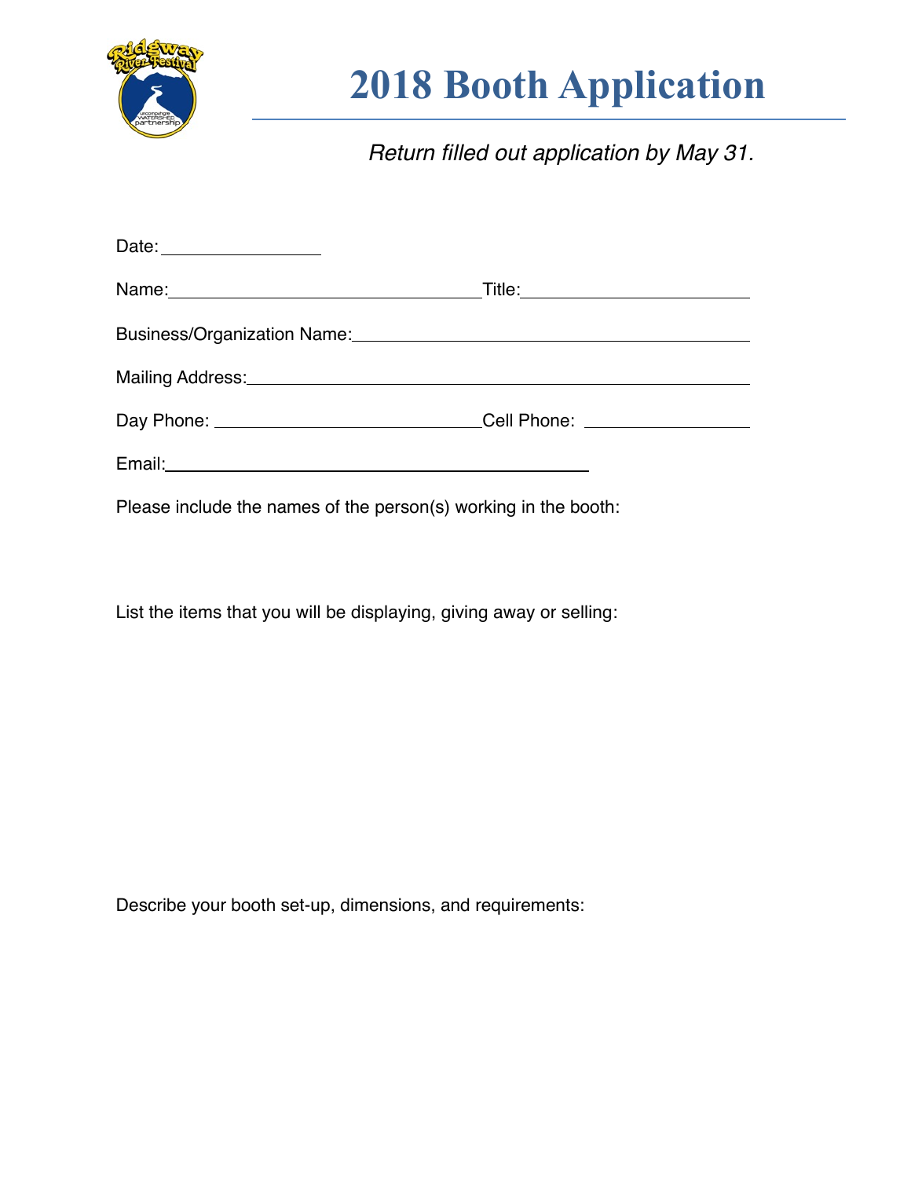# 2018 Booth Application

*Return filled out application by May 31.*

Date: ______________

Name: ______________________________ Title: ____________________

Business/Organization Name: ____________________________________

Mailing Address: ______________________________________________

Day Phone: __________________________ Cell Phone: ______________

Email: __________________________________________

Please include the names of the person(s) working in the booth:

List the items that you will be displaying, giving away or selling:

Describe your booth set-up, dimensions, and requirements: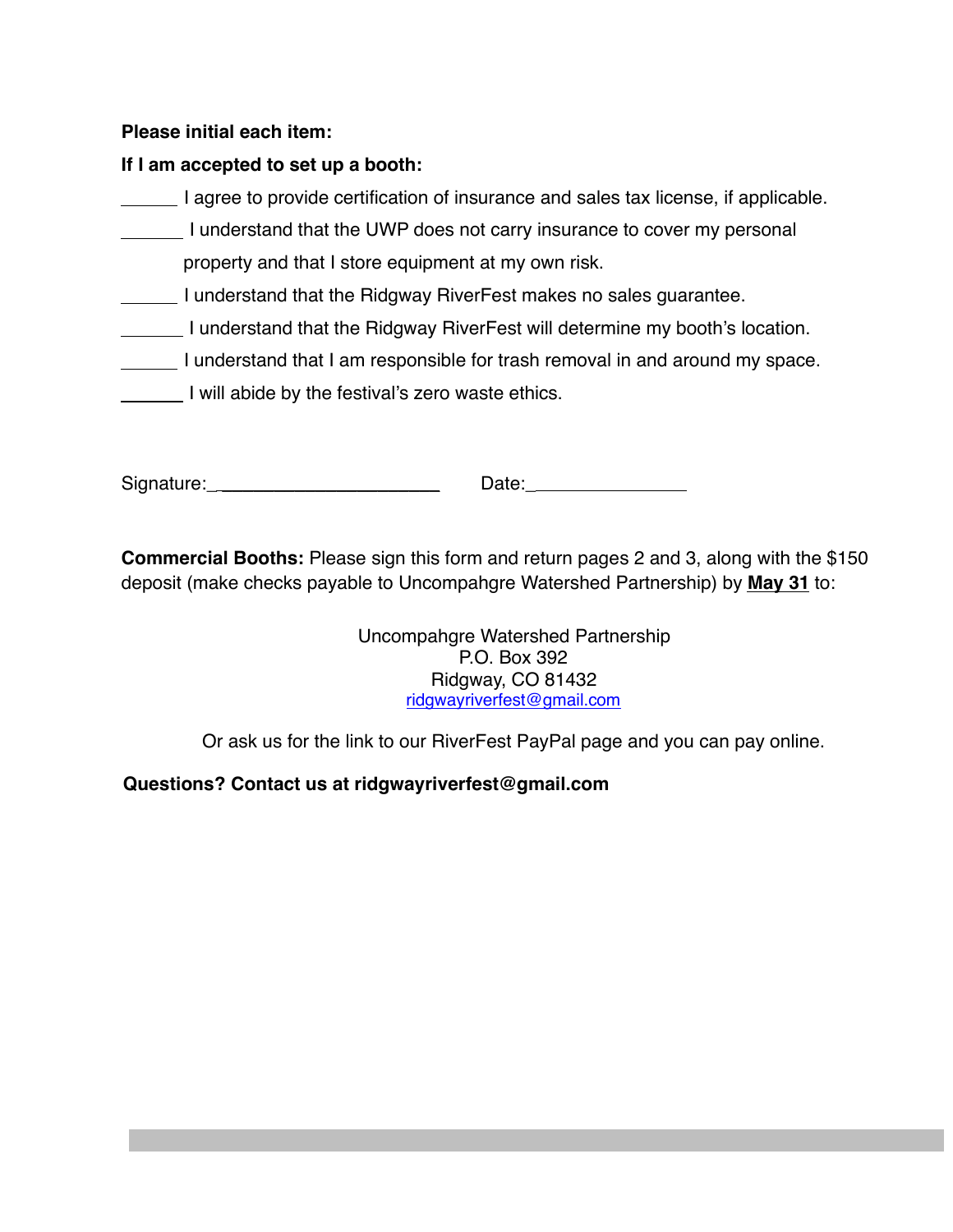**Please initial each item:**

**If I am accepted to set up a booth:**

______ I agree to provide certification of insurance and sales tax license, if applicable.

______ I understand that the UWP does not carry insurance to cover my personal property and that I store equipment at my own risk.

______ I understand that the Ridgway RiverFest makes no sales guarantee.

______ I understand that the Ridgway RiverFest will determine my booth's location.

______ I understand that I am responsible for trash removal in and around my space.

______ I will abide by the festival's zero waste ethics.

Signature:______________________ Date:_______________

**Commercial Booths:** Please sign this form and return pages 2 and 3, along with the $150 deposit (make checks payable to Uncompahgre Watershed Partnership) by **May 31** to:

Uncompahgre Watershed Partnership
P.O. Box 392
Ridgway, CO 81432
ridgwayriverfest@gmail.com

Or ask us for the link to our RiverFest PayPal page and you can pay online.

**Questions? Contact us at ridgwayriverfest@gmail.com**